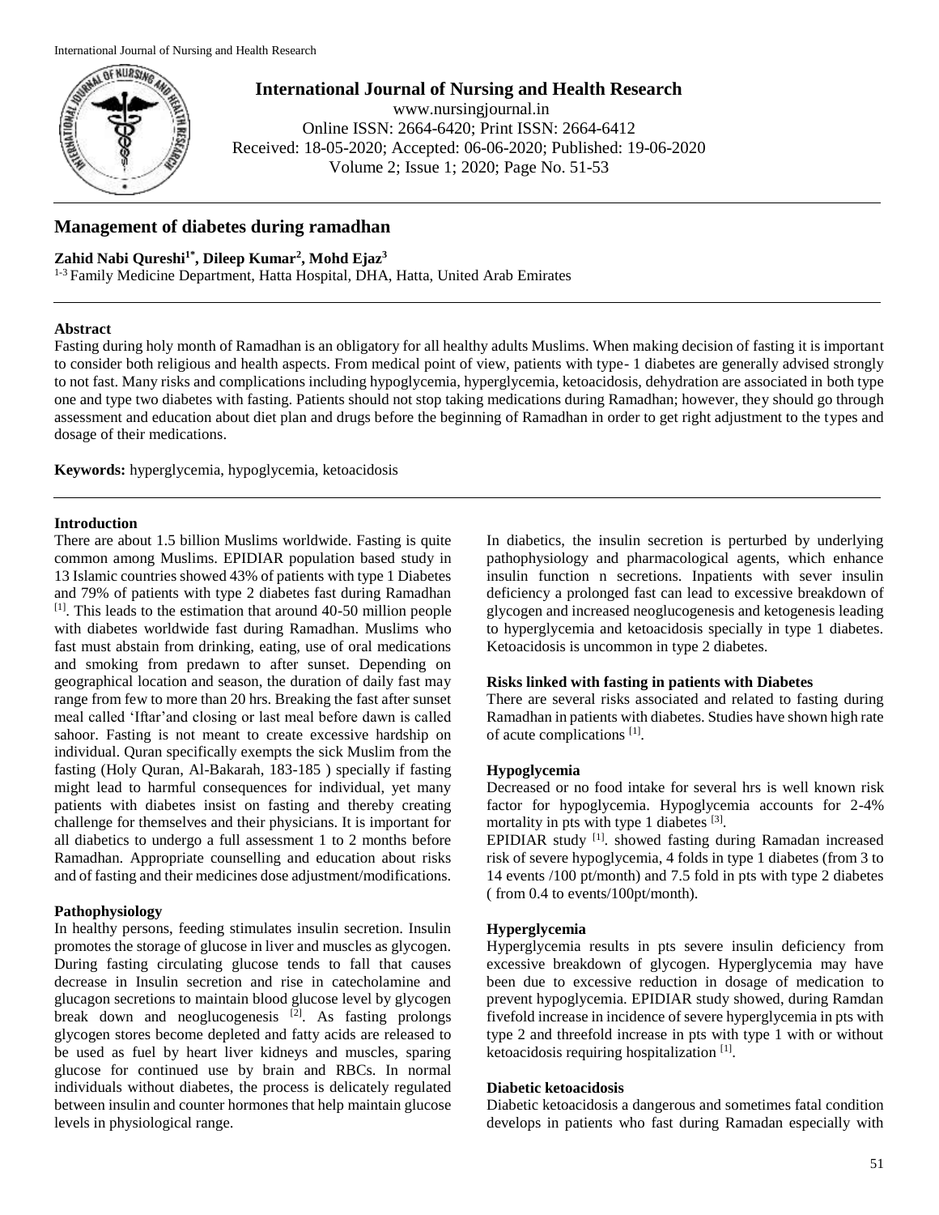# International Journal of Nursing and Health Research

www.nursingjournal.in
Online ISSN: 2664-6420; Print ISSN: 2664-6412
Received: 18-05-2020; Accepted: 06-06-2020; Published: 19-06-2020
Volume 2; Issue 1; 2020; Page No. 51-53

## Management of diabetes during ramadhan

**Zahid Nabi Qureshi[1*], Dileep Kumar[2], Mohd Ejaz[3]**

[1-3] Family Medicine Department, Hatta Hospital, DHA, Hatta, United Arab Emirates

### Abstract

Fasting during holy month of Ramadhan is an obligatory for all healthy adults Muslims. When making decision of fasting it is important to consider both religious and health aspects. From medical point of view, patients with type- 1 diabetes are generally advised strongly to not fast. Many risks and complications including hypoglycemia, hyperglycemia, ketoacidosis, dehydration are associated in both type one and type two diabetes with fasting. Patients should not stop taking medications during Ramadhan; however, they should go through assessment and education about diet plan and drugs before the beginning of Ramadhan in order to get right adjustment to the types and dosage of their medications.

**Keywords:** hyperglycemia, hypoglycemia, ketoacidosis

### Introduction

There are about 1.5 billion Muslims worldwide. Fasting is quite common among Muslims. EPIDIAR population based study in 13 Islamic countries showed 43% of patients with type 1 Diabetes and 79% of patients with type 2 diabetes fast during Ramadhan [1]. This leads to the estimation that around 40-50 million people with diabetes worldwide fast during Ramadhan. Muslims who fast must abstain from drinking, eating, use of oral medications and smoking from predawn to after sunset. Depending on geographical location and season, the duration of daily fast may range from few to more than 20 hrs. Breaking the fast after sunset meal called 'Iftar'and closing or last meal before dawn is called sahoor. Fasting is not meant to create excessive hardship on individual. Quran specifically exempts the sick Muslim from the fasting (Holy Quran, Al-Bakarah, 183-185 ) specially if fasting might lead to harmful consequences for individual, yet many patients with diabetes insist on fasting and thereby creating challenge for themselves and their physicians. It is important for all diabetics to undergo a full assessment 1 to 2 months before Ramadhan. Appropriate counselling and education about risks and of fasting and their medicines dose adjustment/modifications.

### Pathophysiology

In healthy persons, feeding stimulates insulin secretion. Insulin promotes the storage of glucose in liver and muscles as glycogen. During fasting circulating glucose tends to fall that causes decrease in Insulin secretion and rise in catecholamine and glucagon secretions to maintain blood glucose level by glycogen break down and neoglucogenesis [2]. As fasting prolongs glycogen stores become depleted and fatty acids are released to be used as fuel by heart liver kidneys and muscles, sparing glucose for continued use by brain and RBCs. In normal individuals without diabetes, the process is delicately regulated between insulin and counter hormones that help maintain glucose levels in physiological range.

In diabetics, the insulin secretion is perturbed by underlying pathophysiology and pharmacological agents, which enhance insulin function n secretions. Inpatients with sever insulin deficiency a prolonged fast can lead to excessive breakdown of glycogen and increased neoglucogenesis and ketogenesis leading to hyperglycemia and ketoacidosis specially in type 1 diabetes. Ketoacidosis is uncommon in type 2 diabetes.

### Risks linked with fasting in patients with Diabetes

There are several risks associated and related to fasting during Ramadhan in patients with diabetes. Studies have shown high rate of acute complications [1].

### Hypoglycemia

Decreased or no food intake for several hrs is well known risk factor for hypoglycemia. Hypoglycemia accounts for 2-4% mortality in pts with type 1 diabetes [3].

EPIDIAR study [1]. showed fasting during Ramadan increased risk of severe hypoglycemia, 4 folds in type 1 diabetes (from 3 to 14 events /100 pt/month) and 7.5 fold in pts with type 2 diabetes ( from 0.4 to events/100pt/month).

### Hyperglycemia

Hyperglycemia results in pts severe insulin deficiency from excessive breakdown of glycogen. Hyperglycemia may have been due to excessive reduction in dosage of medication to prevent hypoglycemia. EPIDIAR study showed, during Ramdan fivefold increase in incidence of severe hyperglycemia in pts with type 2 and threefold increase in pts with type 1 with or without ketoacidosis requiring hospitalization [1].

### Diabetic ketoacidosis

Diabetic ketoacidosis a dangerous and sometimes fatal condition develops in patients who fast during Ramadan especially with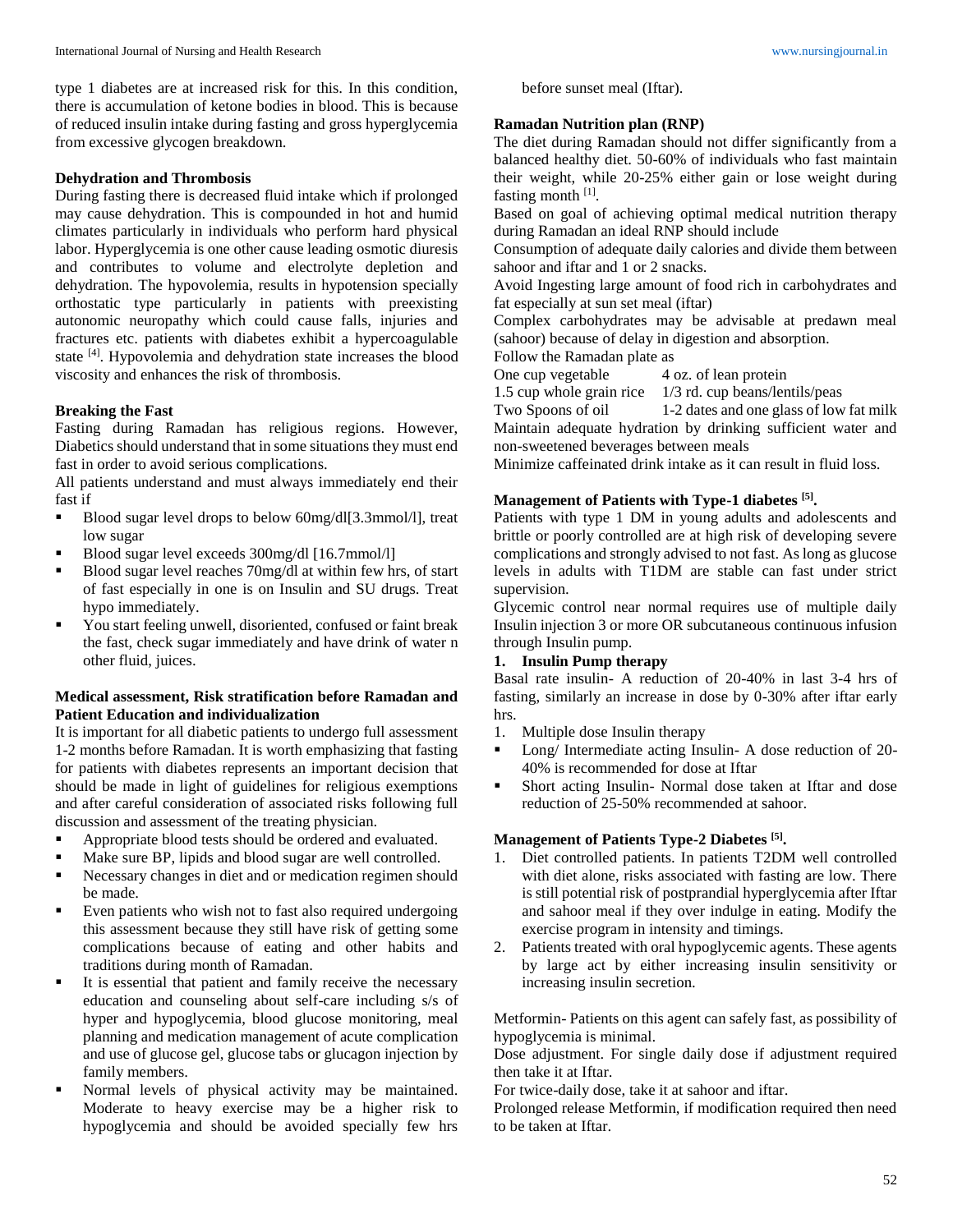type 1 diabetes are at increased risk for this. In this condition, there is accumulation of ketone bodies in blood. This is because of reduced insulin intake during fasting and gross hyperglycemia from excessive glycogen breakdown.

### Dehydration and Thrombosis

During fasting there is decreased fluid intake which if prolonged may cause dehydration. This is compounded in hot and humid climates particularly in individuals who perform hard physical labor. Hyperglycemia is one other cause leading osmotic diuresis and contributes to volume and electrolyte depletion and dehydration. The hypovolemia, results in hypotension specially orthostatic type particularly in patients with preexisting autonomic neuropathy which could cause falls, injuries and fractures etc. patients with diabetes exhibit a hypercoagulable state [4]. Hypovolemia and dehydration state increases the blood viscosity and enhances the risk of thrombosis.

### Breaking the Fast

Fasting during Ramadan has religious regions. However, Diabetics should understand that in some situations they must end fast in order to avoid serious complications.

All patients understand and must always immediately end their fast if

- Blood sugar level drops to below 60mg/dl[3.3mmol/l], treat low sugar
- Blood sugar level exceeds 300mg/dl [16.7mmol/l]
- Blood sugar level reaches 70mg/dl at within few hrs, of start of fast especially in one is on Insulin and SU drugs. Treat hypo immediately.
- You start feeling unwell, disoriented, confused or faint break the fast, check sugar immediately and have drink of water n other fluid, juices.

### Medical assessment, Risk stratification before Ramadan and Patient Education and individualization

It is important for all diabetic patients to undergo full assessment 1-2 months before Ramadan. It is worth emphasizing that fasting for patients with diabetes represents an important decision that should be made in light of guidelines for religious exemptions and after careful consideration of associated risks following full discussion and assessment of the treating physician.

- Appropriate blood tests should be ordered and evaluated.
- Make sure BP, lipids and blood sugar are well controlled.
- Necessary changes in diet and or medication regimen should be made.
- Even patients who wish not to fast also required undergoing this assessment because they still have risk of getting some complications because of eating and other habits and traditions during month of Ramadan.
- It is essential that patient and family receive the necessary education and counseling about self-care including s/s of hyper and hypoglycemia, blood glucose monitoring, meal planning and medication management of acute complication and use of glucose gel, glucose tabs or glucagon injection by family members.
- Normal levels of physical activity may be maintained. Moderate to heavy exercise may be a higher risk to hypoglycemia and should be avoided specially few hrs before sunset meal (Iftar).

### Ramadan Nutrition plan (RNP)

The diet during Ramadan should not differ significantly from a balanced healthy diet. 50-60% of individuals who fast maintain their weight, while 20-25% either gain or lose weight during fasting month [1].

Based on goal of achieving optimal medical nutrition therapy during Ramadan an ideal RNP should include

Consumption of adequate daily calories and divide them between sahoor and iftar and 1 or 2 snacks.

Avoid Ingesting large amount of food rich in carbohydrates and fat especially at sun set meal (iftar)

Complex carbohydrates may be advisable at predawn meal (sahoor) because of delay in digestion and absorption.

Follow the Ramadan plate as

| | |
|---|---|
| One cup vegetable | 4 oz. of lean protein |
| 1.5 cup whole grain rice | 1/3 rd. cup beans/lentils/peas |
| Two Spoons of oil | 1-2 dates and one glass of low fat milk |

Maintain adequate hydration by drinking sufficient water and non-sweetened beverages between meals

Minimize caffeinated drink intake as it can result in fluid loss.

### Management of Patients with Type-1 diabetes [5].

Patients with type 1 DM in young adults and adolescents and brittle or poorly controlled are at high risk of developing severe complications and strongly advised to not fast. As long as glucose levels in adults with T1DM are stable can fast under strict supervision.

Glycemic control near normal requires use of multiple daily Insulin injection 3 or more OR subcutaneous continuous infusion through Insulin pump.

**1. Insulin Pump therapy**

Basal rate insulin- A reduction of 20-40% in last 3-4 hrs of fasting, similarly an increase in dose by 0-30% after iftar early hrs.

1. Multiple dose Insulin therapy

- Long/ Intermediate acting Insulin- A dose reduction of 20-40% is recommended for dose at Iftar
- Short acting Insulin- Normal dose taken at Iftar and dose reduction of 25-50% recommended at sahoor.

### Management of Patients Type-2 Diabetes [5].

1. Diet controlled patients. In patients T2DM well controlled with diet alone, risks associated with fasting are low. There is still potential risk of postprandial hyperglycemia after Iftar and sahoor meal if they over indulge in eating. Modify the exercise program in intensity and timings.
2. Patients treated with oral hypoglycemic agents. These agents by large act by either increasing insulin sensitivity or increasing insulin secretion.

Metformin- Patients on this agent can safely fast, as possibility of hypoglycemia is minimal.

Dose adjustment. For single daily dose if adjustment required then take it at Iftar.

For twice-daily dose, take it at sahoor and iftar.

Prolonged release Metformin, if modification required then need to be taken at Iftar.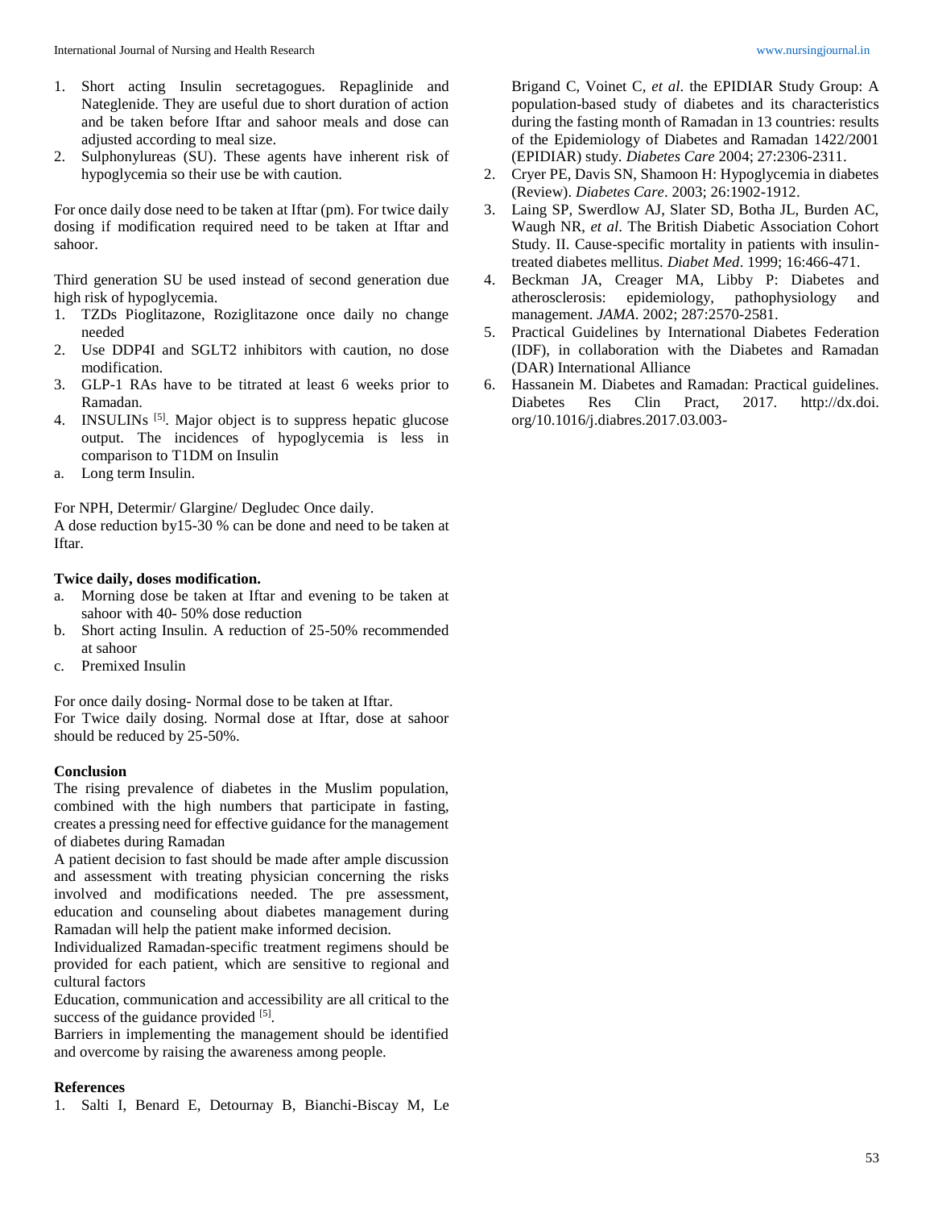1. Short acting Insulin secretagogues. Repaglinide and Nateglenide. They are useful due to short duration of action and be taken before Iftar and sahoor meals and dose can adjusted according to meal size.
2. Sulphonylureas (SU). These agents have inherent risk of hypoglycemia so their use be with caution.

For once daily dose need to be taken at Iftar (pm). For twice daily dosing if modification required need to be taken at Iftar and sahoor.

Third generation SU be used instead of second generation due high risk of hypoglycemia.

1. TZDs Pioglitazone, Roziglitazone once daily no change needed
2. Use DDP4I and SGLT2 inhibitors with caution, no dose modification.
3. GLP-1 RAs have to be titrated at least 6 weeks prior to Ramadan.
4. INSULINs [5]. Major object is to suppress hepatic glucose output. The incidences of hypoglycemia is less in comparison to T1DM on Insulin

a. Long term Insulin.

For NPH, Determir/ Glargine/ Degludec Once daily.
A dose reduction by15-30 % can be done and need to be taken at Iftar.

**Twice daily, doses modification.**

a. Morning dose be taken at Iftar and evening to be taken at sahoor with 40- 50% dose reduction
b. Short acting Insulin. A reduction of 25-50% recommended at sahoor
c. Premixed Insulin

For once daily dosing- Normal dose to be taken at Iftar.
For Twice daily dosing. Normal dose at Iftar, dose at sahoor should be reduced by 25-50%.

## Conclusion

The rising prevalence of diabetes in the Muslim population, combined with the high numbers that participate in fasting, creates a pressing need for effective guidance for the management of diabetes during Ramadan

A patient decision to fast should be made after ample discussion and assessment with treating physician concerning the risks involved and modifications needed. The pre assessment, education and counseling about diabetes management during Ramadan will help the patient make informed decision.

Individualized Ramadan-specific treatment regimens should be provided for each patient, which are sensitive to regional and cultural factors

Education, communication and accessibility are all critical to the success of the guidance provided [5].

Barriers in implementing the management should be identified and overcome by raising the awareness among people.

## References

1. Salti I, Benard E, Detournay B, Bianchi-Biscay M, Le Brigand C, Voinet C, *et al*. the EPIDIAR Study Group: A population-based study of diabetes and its characteristics during the fasting month of Ramadan in 13 countries: results of the Epidemiology of Diabetes and Ramadan 1422/2001 (EPIDIAR) study. *Diabetes Care* 2004; 27:2306-2311.
2. Cryer PE, Davis SN, Shamoon H: Hypoglycemia in diabetes (Review). *Diabetes Care*. 2003; 26:1902-1912.
3. Laing SP, Swerdlow AJ, Slater SD, Botha JL, Burden AC, Waugh NR, *et al*. The British Diabetic Association Cohort Study. II. Cause-specific mortality in patients with insulin-treated diabetes mellitus. *Diabet Med*. 1999; 16:466-471.
4. Beckman JA, Creager MA, Libby P: Diabetes and atherosclerosis: epidemiology, pathophysiology and management. *JAMA*. 2002; 287:2570-2581.
5. Practical Guidelines by International Diabetes Federation (IDF), in collaboration with the Diabetes and Ramadan (DAR) International Alliance
6. Hassanein M. Diabetes and Ramadan: Practical guidelines. Diabetes Res Clin Pract, 2017. http://dx.doi.org/10.1016/j.diabres.2017.03.003-